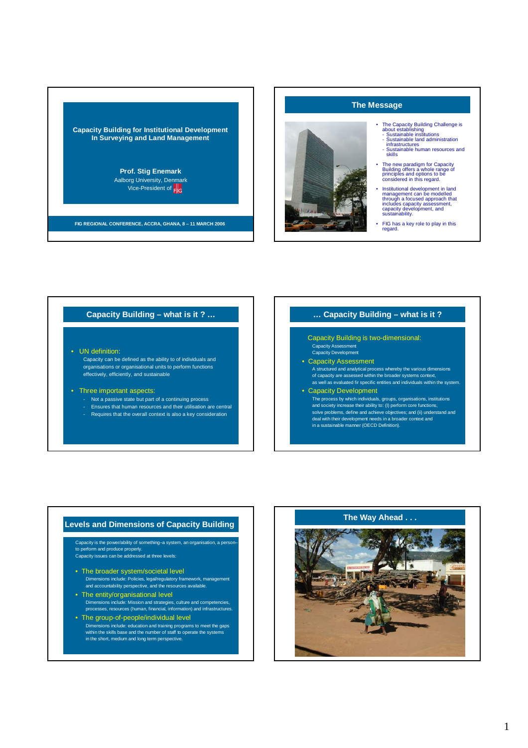## Capacity Building for Institutional Development In Surveying and Land Management

**Prof. Stig Enemark**
Aalborg University, Denmark
Vice-President of FIG

FIG REGIONAL CONFERENCE, ACCRA, GHANA, 8 – 11 MARCH 2006

## The Message

- The Capacity Building Challenge is about establishing
  - Sustainable institutions
  - Sustainable land administration infrastructures
  - Sustainable human resources and skills
- The new paradigm for Capacity Building offers a whole range of principles and options to be considered in this regard.
- Institutional development in land management can be modelled through a focused approach that includes capacity assessment, capacity development, and sustainability.
- FIG has a key role to play in this regard.

## Capacity Building – what is it ? …

- UN definition:
  Capacity can be defined as the ability to of individuals and organisations or organisational units to perform functions effectively, efficiently, and sustainable
- Three important aspects:
  - Not a passive state but part of a continuing process
  - Ensures that human resources and their utilisation are central
  - Requires that the overall context is also a key consideration

## … Capacity Building – what is it ?

Capacity Building is two-dimensional:
Capacity Assessment
Capacity Development

- Capacity Assessment
  A structured and analytical process whereby the various dimensions of capacity are assessed within the broader systems context, as well as evaluated fir specific entities and individuals within the system.
- Capacity Development
  The process by which individuals, groups, organisations, institutions and society increase their ability to: (I) perform core functions, solve problems, define and achieve objectives; and (ii) understand and deal with their development needs in a broader context and in a sustainable manner (OECD Definition).

## Levels and Dimensions of Capacity Building

Capacity is the power/ability of something–a system, an organisation, a person– to perform and produce properly.
Capacity issues can be addressed at three levels:

- The broader system/societal level
  Dimensions include: Policies, legal/regulatory framework, management and accountability perspective, and the resources available.
- The entity/organisational level
  Dimensions include: Mission and strategies, culture and competencies, processes, resources (human, financial, information) and infrastructures.
- The group-of-people/individual level
  Dimensions include: education and training programs to meet the gaps within the skills base and the number of staff to operate the systems in the short, medium and long term perspective.

## The Way Ahead . . .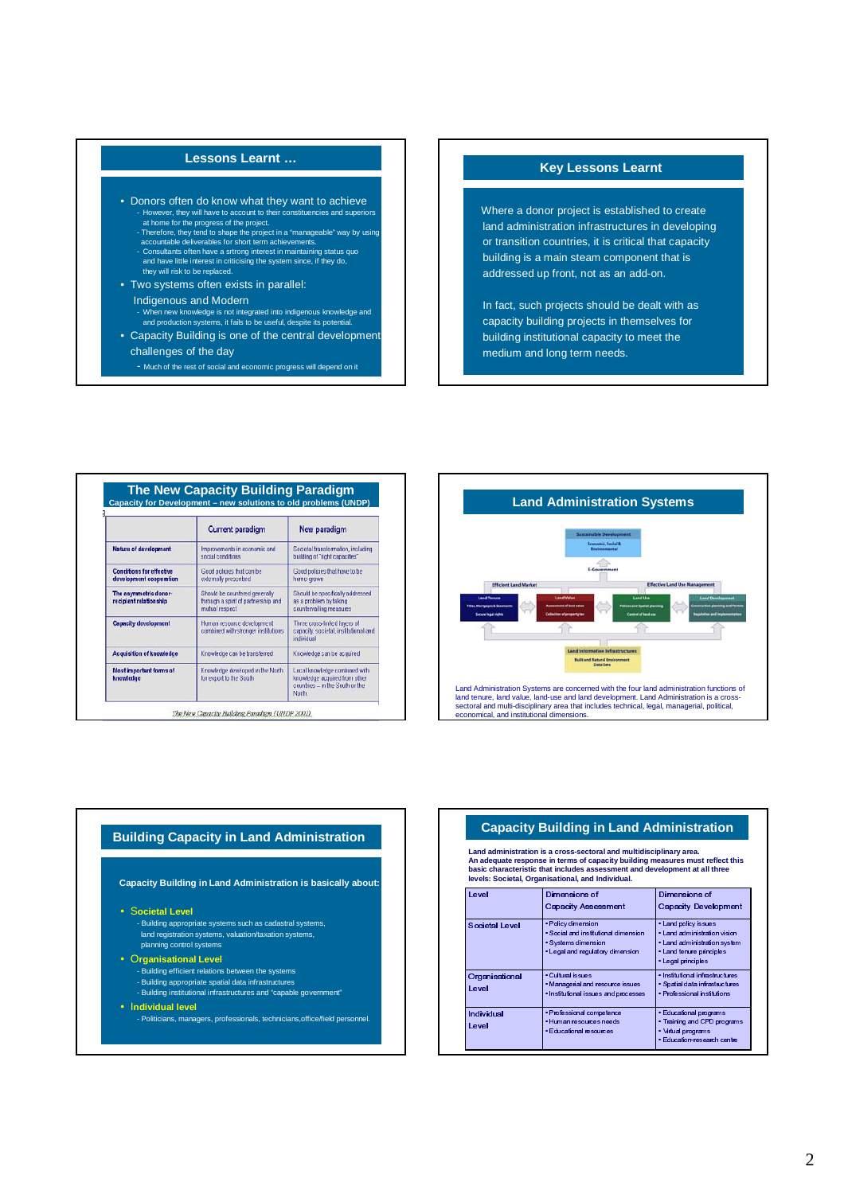## Lessons Learnt …

- Donors often do know what they want to achieve
  - However, they will have to account to their constituencies and superiors at home for the progress of the project.
  - Therefore, they tend to shape the project in a "manageable" way by using accountable deliverables for short term achievements.
  - Consultants often have a srtrong interest in maintaining status quo and have little interest in criticising the system since, if they do, they will risk to be replaced.
- Two systems often exists in parallel: Indigenous and Modern
  - When new knowledge is not integrated into indigenous knowledge and production systems, it fails to be useful, despite its potential.
- Capacity Building is one of the central development challenges of the day
  - Much of the rest of social and economic progress will depend on it

## Key Lessons Learnt

Where a donor project is established to create land administration infrastructures in developing or transition countries, it is critical that capacity building is a main steam component that is addressed up front, not as an add-on.

In fact, such projects should be dealt with as capacity building projects in themselves for building institutional capacity to meet the medium and long term needs.

## The New Capacity Building Paradigm

**Capacity for Development – new solutions to old problems (UNDP)**

| | Current paradigm | New paradigm |
|---|---|---|
| Nature of development | Improvements in economic and social conditions | Societal transformation, including building of "right capacities" |
| Conditions for effective development cooperation | Good policies that can be externally prescribed | Good policies that have to be home-grown |
| The asymmetric donor-recipient relationship | Should be countered generally through a spirit of partnership and mutual respect | Should be specifically addressed as a problem by taking countervailing measures |
| Capacity development | Human resource development combined with stronger institutions | Three cross-linked layers of capacity: societal, institutional and individual |
| Acquisition of knowledge | Knowledge can be transferred | Knowledge can be acquired |
| Most important forms of knowledge | Knowledge developed in the North for export to the South | Local knowledge combined with knowledge acquired from other countries – in the South or the North |

The New Capacity Building Paradigm (UNDP 2002)

## Land Administration Systems

Land Administration Systems are concerned with the four land administration functions of land tenure, land value, land-use and land development. Land Administration is a cross-sectoral and multi-disciplinary area that includes technical, legal, managerial, political, economical, and institutional dimensions.

## Building Capacity in Land Administration

**Capacity Building in Land Administration is basically about:**

- **Societal Level**
  - Building appropriate systems such as cadastral systems, land registration systems, valuation/taxation systems, planning control systems
- **Organisational Level**
  - Building efficient relations between the systems
  - Building appropriate spatial data infrastructures
  - Building institutional infrastructures and "capable government"
- **Individual level**
  - Politicians, managers, professionals, technicians,office/field personnel.

## Capacity Building in Land Administration

**Land administration is a cross-sectoral and multidisciplinary area. An adequate response in terms of capacity building measures must reflect this basic characteristic that includes assessment and development at all three levels: Societal, Organisational, and Individual.**

| Level | Dimensions of Capacity Assessment | Dimensions of Capacity Development |
|---|---|---|
| Societal Level | • Policy dimension<br>• Social and institutional dimension<br>• Systems dimension<br>• Legal and regulatory dimension | • Land policy issues<br>• Land administration vision<br>• Land administration system<br>• Land tenure principles<br>• Legal principles |
| Organisational Level | • Cultural issues<br>• Managerial and resource issues<br>• Institutional issues and processes | • Institutional infrastructures<br>• Spatial data infrastructures<br>• Professional institutions |
| Individual Level | • Professional competence<br>• Human resources needs<br>• Educational resources | • Educational programs<br>• Training and CPD programs<br>• Virtual programs<br>• Education-research centre |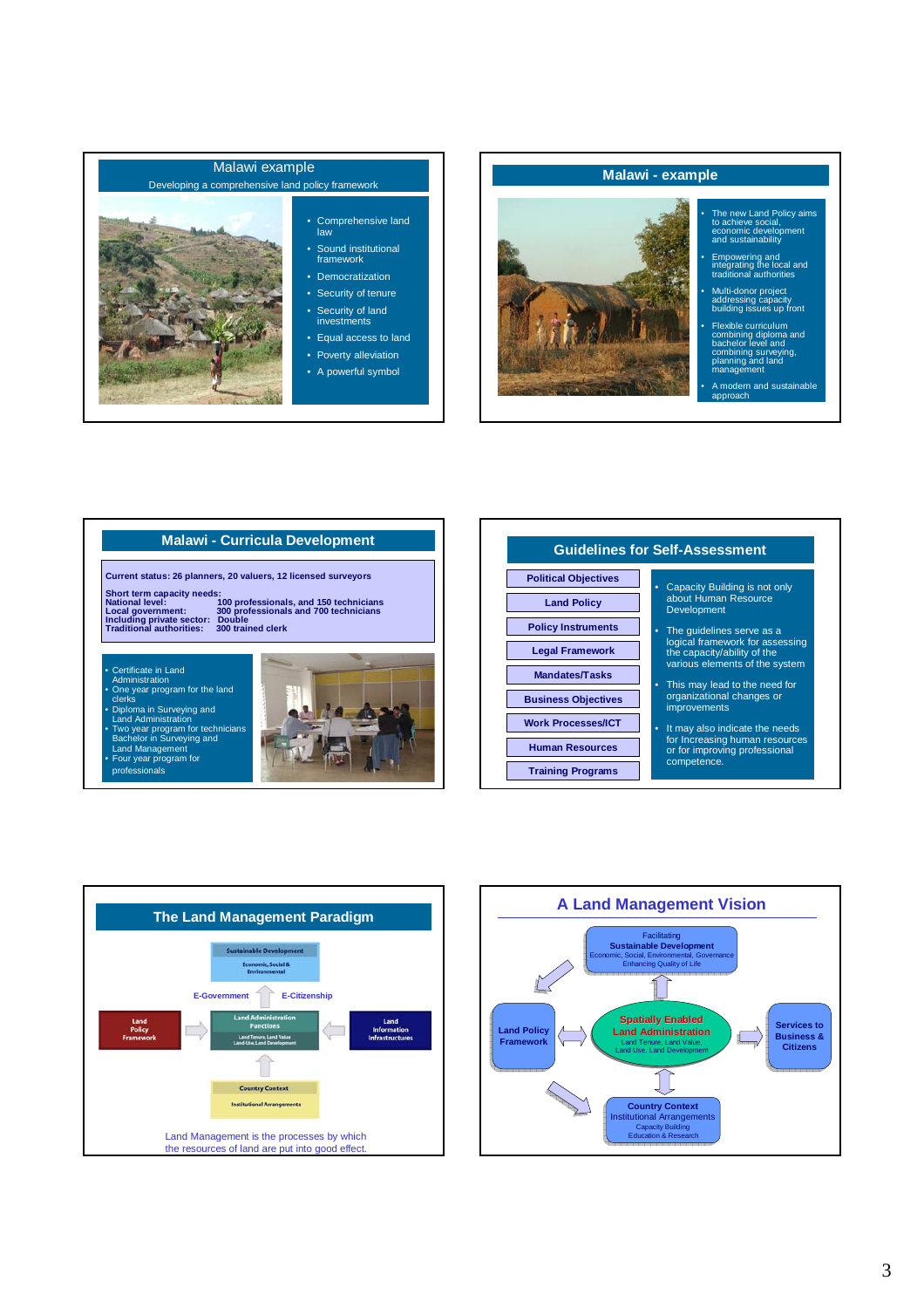## Malawi example

Developing a comprehensive land policy framework

- Comprehensive land law
- Sound institutional framework
- Democratization
- Security of tenure
- Security of land investments
- Equal access to land
- Poverty alleviation
- A powerful symbol

## Malawi - example

- The new Land Policy aims to achieve social, economic development and sustainability
- Empowering and integrating the local and traditional authorities
- Multi-donor project addressing capacity building issues up front
- Flexible curriculum combining diploma and bachelor level and combining surveying, planning and land management
- A modern and sustainable approach

## Malawi - Curricula Development

**Current status: 26 planners, 20 valuers, 12 licensed surveyors**

**Short term capacity needs:**

| | |
|---|---|
| **National level:** | **100 professionals, and 150 technicians** |
| **Local government:** | **300 professionals and 700 technicians** |
| **Including private sector:** | **Double** |
| **Traditional authorities:** | **300 trained clerk** |

- Certificate in Land Administration
- One year program for the land clerks
- Diploma in Surveying and Land Administration
- Two year program for technicians Bachelor in Surveying and Land Management
- Four year program for professionals

## Guidelines for Self-Assessment

- Political Objectives
- Land Policy
- Policy Instruments
- Legal Framework
- Mandates/Tasks
- Business Objectives
- Work Processes/ICT
- Human Resources
- Training Programs

- Capacity Building is not only about Human Resource Development
- The guidelines serve as a logical framework for assessing the capacity/ability of the various elements of the system
- This may lead to the need for organizational changes or improvements
- It may also indicate the needs for Increasing human resources or for improving professional competence.

## The Land Management Paradigm

Sustainable Development — Economic, Social & Environmental

E-Government — E-Citizenship

Land Policy Framework → Land Administration Functions (Land Tenure, Land Value, Land Use, Land Development) ← Land Information Infrastructures

Country Context — Institutional Arrangements

Land Management is the processes by which the resources of land are put into good effect.

## A Land Management Vision

Facilitating **Sustainable Development** — Economic, Social, Environmental, Governance — Enhancing Quality of Life

Land Policy Framework ↔ **Spatially Enabled Land Administration** (Land Tenure, Land Value, Land Use, Land Development) ↔ Services to Business & Citizens

Country Context — Institutional Arrangements — Capacity Building — Education & Research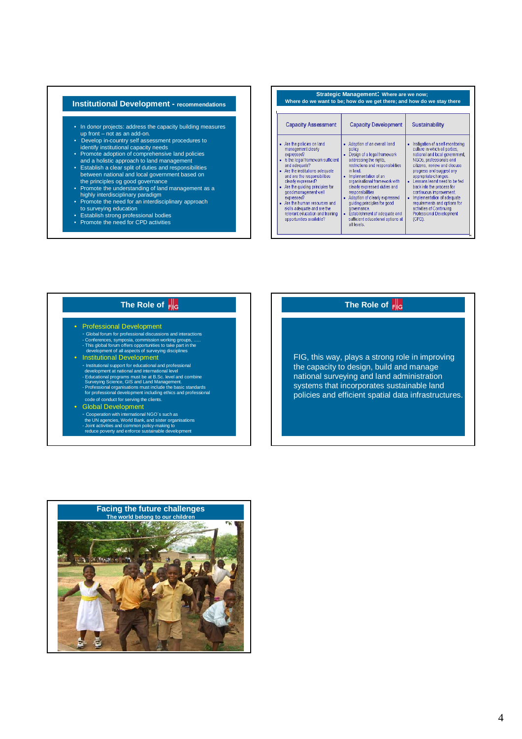## Institutional Development - recommendations

- In donor projects: address the capacity building measures up front – not as an add-on.
- Develop in-country self assessment procedures to identify institutional capacity needs
- Promote adoption of comprehensive land policies and a holistic approach to land management
- Establish a clear split of duties and responsibilities between national and local government based on the principles og good governance
- Promote the understanding of land management as a highly interdisciplinary paradigm
- Promote the need for an interdisciplinary approach to surveying education
- Establish strong professional bodies
- Promote the need for CPD activities

## Strategic Management: Where are we now; Where do we want to be; how do we get there; and how do we stay there

| Capacity Assessment | Capacity Development | Sustainability |
|---|---|---|
| • Are the policies on land management clearly expressed? • Is the legal framework sufficient and adequate? • Are the institutions adequate and are the responsibilities clearly expressed? • Are the guiding principles for good management well expressed? • Are the human resources and skills adequate and are the relevant education and training opportunities available? | • Adoption of an overall land policy • Design of a legal framework addressing the rights, restrictions and responsibilities in land. • Implementation of an organisational framework with clearly expressed duties and responsibilities • Adoption of clearly expressed guiding principles for good governance. • Establishment of adequate and sufficient educational options at all levels. | • Instigation of a self-monitoring culture in which all parties, national and local government, NGOs, professionals and citizens, review and discuss progress and suggest any appropriate changes. • Lessons learnt need to be fed back into the process for continuous improvement • Implementation of adequate requirements and options for activities of Continuing Professional Development (CPD). |

## The Role of FIG

- Professional Development
  - Global forum for professional discussions and interactions
  - Conferences, symposia, commission working groups, .....
  - This global forum offers opportunities to take part in the development of all aspects of surveying disciplines
- Institutional Development
  - Institutional support for educational and professional development at national and international level
  - Educational programs must be at B.Sc. level and combine Surveying Science, GIS and Land Management.
  - Professional organisations must include the basic standards for professional development including ethics and professional code of conduct for serving the clients.
- Global Development
  - Cooperation with international NGO´s such as the UN agencies, World Bank, and sister organisations
  - Joint activities and common policy-making to reduce poverty and enforce sustainable development

## The Role of FIG

FIG, this way, plays a strong role in improving the capacity to design, build and manage national surveying and land administration systems that incorporates sustainable land policies and efficient spatial data infrastructures.

## Facing the future challenges

The world belong to our children